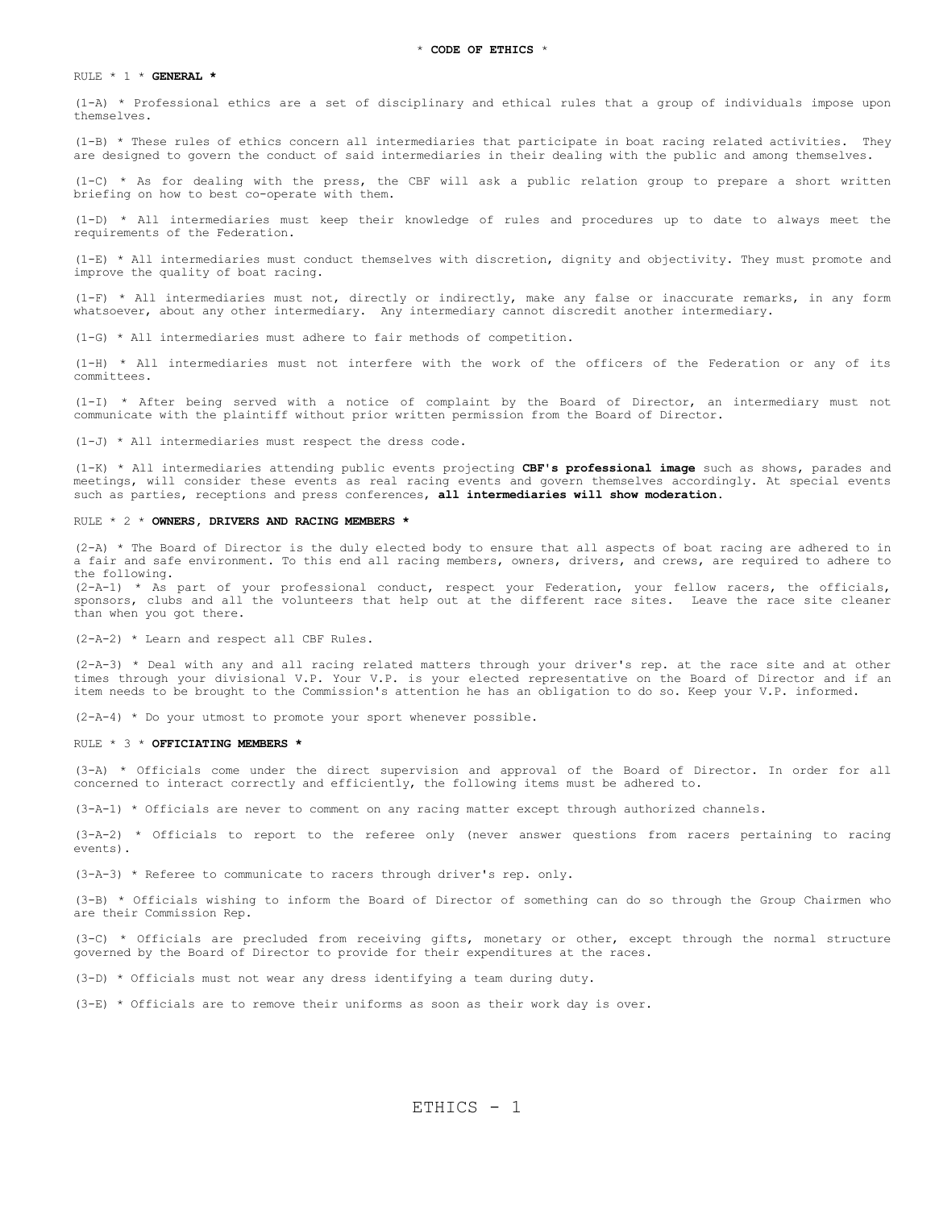# * CODE OF ETHICS *

## RULE * 1 * **GENERAL ***

(1-A) * Professional ethics are a set of disciplinary and ethical rules that a group of individuals impose upon themselves.

(1-B) * These rules of ethics concern all intermediaries that participate in boat racing related activities. They are designed to govern the conduct of said intermediaries in their dealing with the public and among themselves.

(1-C) * As for dealing with the press, the CBF will ask a public relation group to prepare a short written briefing on how to best co-operate with them.

(1-D) * All intermediaries must keep their knowledge of rules and procedures up to date to always meet the requirements of the Federation.

(1-E) * All intermediaries must conduct themselves with discretion, dignity and objectivity. They must promote and improve the quality of boat racing.

(1-F) * All intermediaries must not, directly or indirectly, make any false or inaccurate remarks, in any form whatsoever, about any other intermediary. Any intermediary cannot discredit another intermediary.

(1-G) * All intermediaries must adhere to fair methods of competition.

(1-H) * All intermediaries must not interfere with the work of the officers of the Federation or any of its committees.

(1-I) * After being served with a notice of complaint by the Board of Director, an intermediary must not communicate with the plaintiff without prior written permission from the Board of Director.

(1-J) * All intermediaries must respect the dress code.

(1-K) * All intermediaries attending public events projecting **CBF's professional image** such as shows, parades and meetings, will consider these events as real racing events and govern themselves accordingly. At special events such as parties, receptions and press conferences, **all intermediaries will show moderation.**

## RULE * 2 * **OWNERS, DRIVERS AND RACING MEMBERS ***

(2-A) * The Board of Director is the duly elected body to ensure that all aspects of boat racing are adhered to in a fair and safe environment. To this end all racing members, owners, drivers, and crews, are required to adhere to the following.

(2-A-1) * As part of your professional conduct, respect your Federation, your fellow racers, the officials, sponsors, clubs and all the volunteers that help out at the different race sites. Leave the race site cleaner than when you got there.

(2-A-2) * Learn and respect all CBF Rules.

(2-A-3) * Deal with any and all racing related matters through your driver's rep. at the race site and at other times through your divisional V.P. Your V.P. is your elected representative on the Board of Director and if an item needs to be brought to the Commission's attention he has an obligation to do so. Keep your V.P. informed.

(2-A-4) * Do your utmost to promote your sport whenever possible.

## RULE * 3 * **OFFICIATING MEMBERS ***

(3-A) * Officials come under the direct supervision and approval of the Board of Director. In order for all concerned to interact correctly and efficiently, the following items must be adhered to.

(3-A-1) * Officials are never to comment on any racing matter except through authorized channels.

(3-A-2) * Officials to report to the referee only (never answer questions from racers pertaining to racing events).

(3-A-3) * Referee to communicate to racers through driver's rep. only.

(3-B) * Officials wishing to inform the Board of Director of something can do so through the Group Chairmen who are their Commission Rep.

(3-C) * Officials are precluded from receiving gifts, monetary or other, except through the normal structure governed by the Board of Director to provide for their expenditures at the races.

(3-D) * Officials must not wear any dress identifying a team during duty.

(3-E) * Officials are to remove their uniforms as soon as their work day is over.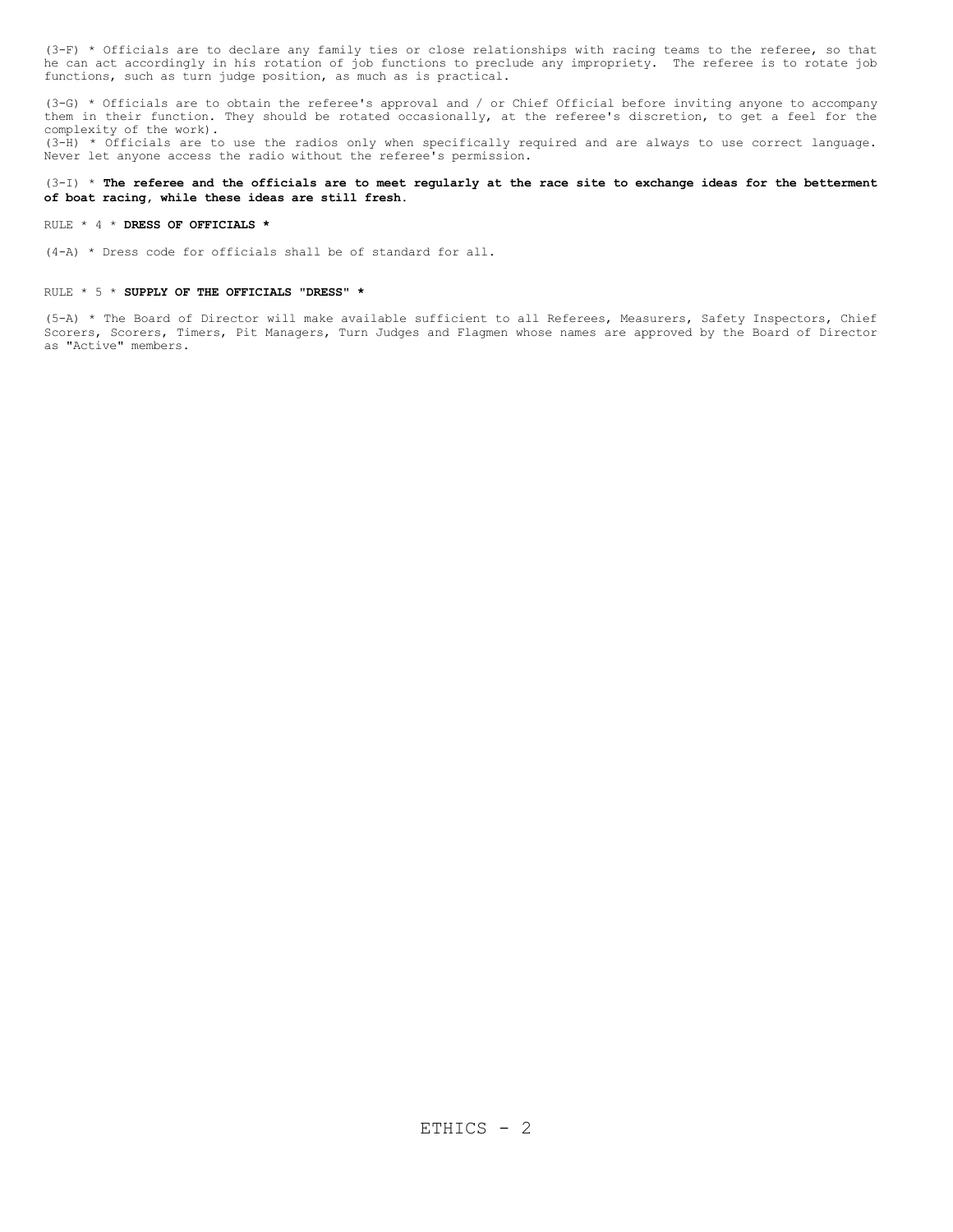(3-F) * Officials are to declare any family ties or close relationships with racing teams to the referee, so that he can act accordingly in his rotation of job functions to preclude any impropriety. The referee is to rotate job functions, such as turn judge position, as much as is practical.

(3-G) * Officials are to obtain the referee's approval and / or Chief Official before inviting anyone to accompany them in their function. They should be rotated occasionally, at the referee's discretion, to get a feel for the complexity of the work).
(3-H) * Officials are to use the radios only when specifically required and are always to use correct language. Never let anyone access the radio without the referee's permission.

(3-I) * **The referee and the officials are to meet regularly at the race site to exchange ideas for the betterment of boat racing, while these ideas are still fresh.**

RULE * 4 * **DRESS OF OFFICIALS ***

(4-A) * Dress code for officials shall be of standard for all.

RULE * 5 * **SUPPLY OF THE OFFICIALS "DRESS" ***

(5-A) * The Board of Director will make available sufficient to all Referees, Measurers, Safety Inspectors, Chief Scorers, Scorers, Timers, Pit Managers, Turn Judges and Flagmen whose names are approved by the Board of Director as "Active" members.